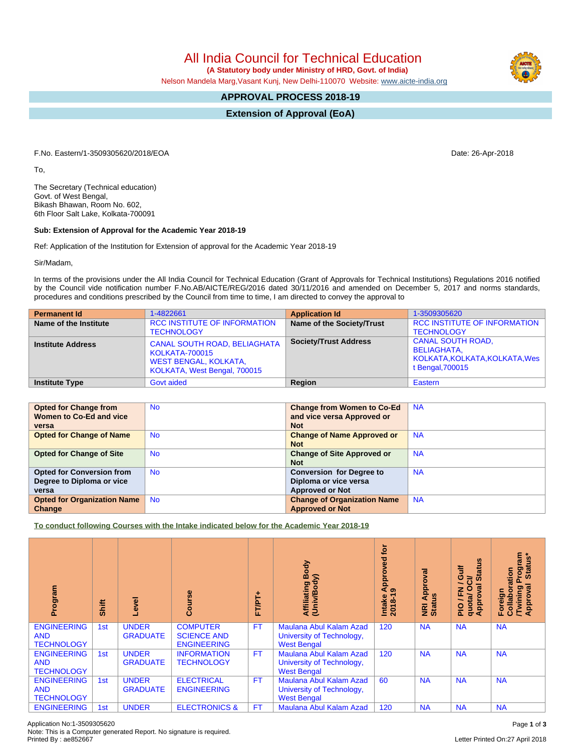# All India Council for Technical Education

**(A Statutory body under Ministry of HRD, Govt. of India)**

Nelson Mandela Marg,Vasant Kunj, New Delhi-110070 Website: www.aicte-india.org

## APPROVAL PROCESS 2018-19

## Extension of Approval (EoA)

F.No. Eastern/1-3509305620/2018/EOA

Date: 26-Apr-2018

To,

The Secretary (Technical education)
Govt. of West Bengal,
Bikash Bhawan, Room No. 602,
6th Floor Salt Lake, Kolkata-700091

**Sub: Extension of Approval for the Academic Year 2018-19**

Ref: Application of the Institution for Extension of approval for the Academic Year 2018-19

Sir/Madam,

In terms of the provisions under the All India Council for Technical Education (Grant of Approvals for Technical Institutions) Regulations 2016 notified by the Council vide notification number F.No.AB/AICTE/REG/2016 dated 30/11/2016 and amended on December 5, 2017 and norms standards, procedures and conditions prescribed by the Council from time to time, I am directed to convey the approval to

| **Permanent Id** | 1-4822661 | **Application Id** | 1-3509305620 |
|---|---|---|---|
| **Name of the Institute** | RCC INSTITUTE OF INFORMATION TECHNOLOGY | **Name of the Society/Trust** | RCC INSTITUTE OF INFORMATION TECHNOLOGY |
| **Institute Address** | CANAL SOUTH ROAD, BELIAGHATA KOLKATA-700015 WEST BENGAL, KOLKATA, KOLKATA, West Bengal, 700015 | **Society/Trust Address** | CANAL SOUTH ROAD, BELIAGHATA, KOLKATA,KOLKATA,KOLKATA,West Bengal,700015 |
| **Institute Type** | Govt aided | **Region** | Eastern |

| **Opted for Change from Women to Co-Ed and vice versa** | No | **Change from Women to Co-Ed and vice versa Approved or Not** | NA |
|---|---|---|---|
| **Opted for Change of Name** | No | **Change of Name Approved or Not** | NA |
| **Opted for Change of Site** | No | **Change of Site Approved or Not** | NA |
| **Opted for Conversion from Degree to Diploma or vice versa** | No | **Conversion for Degree to Diploma or vice versa Approved or Not** | NA |
| **Opted for Organization Name Change** | No | **Change of Organization Name Approved or Not** | NA |

**To conduct following Courses with the Intake indicated below for the Academic Year 2018-19**

| Program | Shift | Level | Course | FT/PT+ | Affiliating Body (Univ/Body) | Intake Approved for 2018-19 | NRI Approval Status | PIO / FN / Gulf quota/ OCI/ Approval Status | Foreign Collaboration /Twining Program Approval Status* |
|---|---|---|---|---|---|---|---|---|---|
| ENGINEERING AND TECHNOLOGY | 1st | UNDER GRADUATE | COMPUTER SCIENCE AND ENGINEERING | FT | Maulana Abul Kalam Azad University of Technology, West Bengal | 120 | NA | NA | NA |
| ENGINEERING AND TECHNOLOGY | 1st | UNDER GRADUATE | INFORMATION TECHNOLOGY | FT | Maulana Abul Kalam Azad University of Technology, West Bengal | 120 | NA | NA | NA |
| ENGINEERING AND TECHNOLOGY | 1st | UNDER GRADUATE | ELECTRICAL ENGINEERING | FT | Maulana Abul Kalam Azad University of Technology, West Bengal | 60 | NA | NA | NA |
| ENGINEERING | 1st | UNDER | ELECTRONICS & | FT | Maulana Abul Kalam Azad | 120 | NA | NA | NA |

Application No:1-3509305620
Note: This is a Computer generated Report. No signature is required.
Printed By : ae852667

Letter Printed On:27 April 2018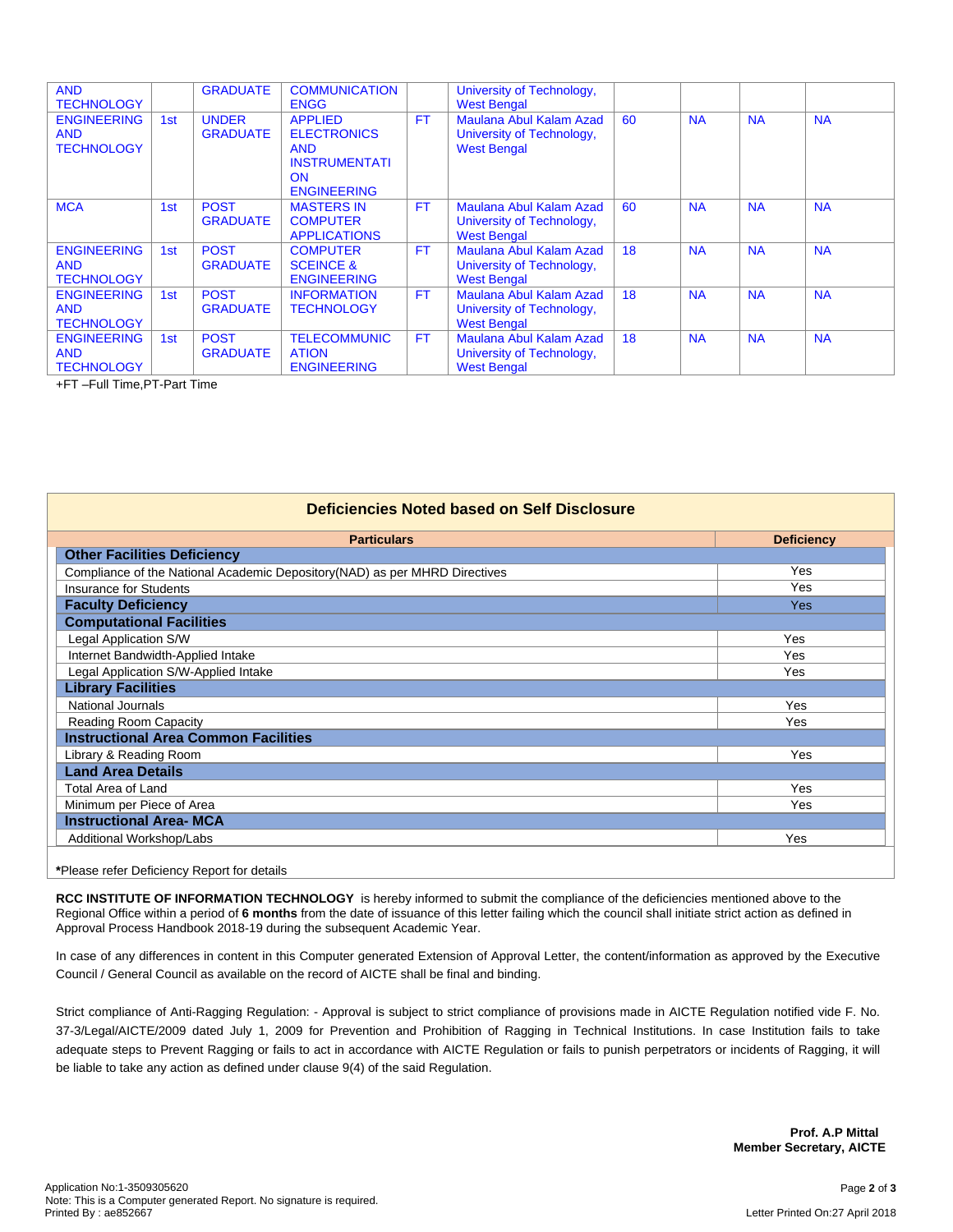| | | | | | | | | | |
|---|---|---|---|---|---|---|---|---|---|
| AND TECHNOLOGY | | GRADUATE | COMMUNICATION ENGG | | University of Technology, West Bengal | | | | |
| ENGINEERING AND TECHNOLOGY | 1st | UNDER GRADUATE | APPLIED ELECTRONICS AND INSTRUMENTATION ENGINEERING | FT | Maulana Abul Kalam Azad University of Technology, West Bengal | 60 | NA | NA | NA |
| MCA | 1st | POST GRADUATE | MASTERS IN COMPUTER APPLICATIONS | FT | Maulana Abul Kalam Azad University of Technology, West Bengal | 60 | NA | NA | NA |
| ENGINEERING AND TECHNOLOGY | 1st | POST GRADUATE | COMPUTER SCEINCE & ENGINEERING | FT | Maulana Abul Kalam Azad University of Technology, West Bengal | 18 | NA | NA | NA |
| ENGINEERING AND TECHNOLOGY | 1st | POST GRADUATE | INFORMATION TECHNOLOGY | FT | Maulana Abul Kalam Azad University of Technology, West Bengal | 18 | NA | NA | NA |
| ENGINEERING AND TECHNOLOGY | 1st | POST GRADUATE | TELECOMMUNICATION ENGINEERING | FT | Maulana Abul Kalam Azad University of Technology, West Bengal | 18 | NA | NA | NA |

+FT –Full Time,PT-Part Time

## Deficiencies Noted based on Self Disclosure

| Particulars | Deficiency |
|---|---|
| **Other Facilities Deficiency** | |
| Compliance of the National Academic Depository(NAD) as per MHRD Directives | Yes |
| Insurance for Students | Yes |
| **Faculty Deficiency** | Yes |
| **Computational Facilities** | |
| Legal Application S/W | Yes |
| Internet Bandwidth-Applied Intake | Yes |
| Legal Application S/W-Applied Intake | Yes |
| **Library Facilities** | |
| National Journals | Yes |
| Reading Room Capacity | Yes |
| **Instructional Area Common Facilities** | |
| Library & Reading Room | Yes |
| **Land Area Details** | |
| Total Area of Land | Yes |
| Minimum per Piece of Area | Yes |
| **Instructional Area- MCA** | |
| Additional Workshop/Labs | Yes |

*Please refer Deficiency Report for details

**RCC INSTITUTE OF INFORMATION TECHNOLOGY** is hereby informed to submit the compliance of the deficiencies mentioned above to the Regional Office within a period of **6 months** from the date of issuance of this letter failing which the council shall initiate strict action as defined in Approval Process Handbook 2018-19 during the subsequent Academic Year.

In case of any differences in content in this Computer generated Extension of Approval Letter, the content/information as approved by the Executive Council / General Council as available on the record of AICTE shall be final and binding.

Strict compliance of Anti-Ragging Regulation: - Approval is subject to strict compliance of provisions made in AICTE Regulation notified vide F. No. 37-3/Legal/AICTE/2009 dated July 1, 2009 for Prevention and Prohibition of Ragging in Technical Institutions. In case Institution fails to take adequate steps to Prevent Ragging or fails to act in accordance with AICTE Regulation or fails to punish perpetrators or incidents of Ragging, it will be liable to take any action as defined under clause 9(4) of the said Regulation.

**Prof. A.P Mittal**
**Member Secretary, AICTE**

Application No:1-3509305620
Note: This is a Computer generated Report. No signature is required.
Printed By : ae852667

Letter Printed On:27 April 2018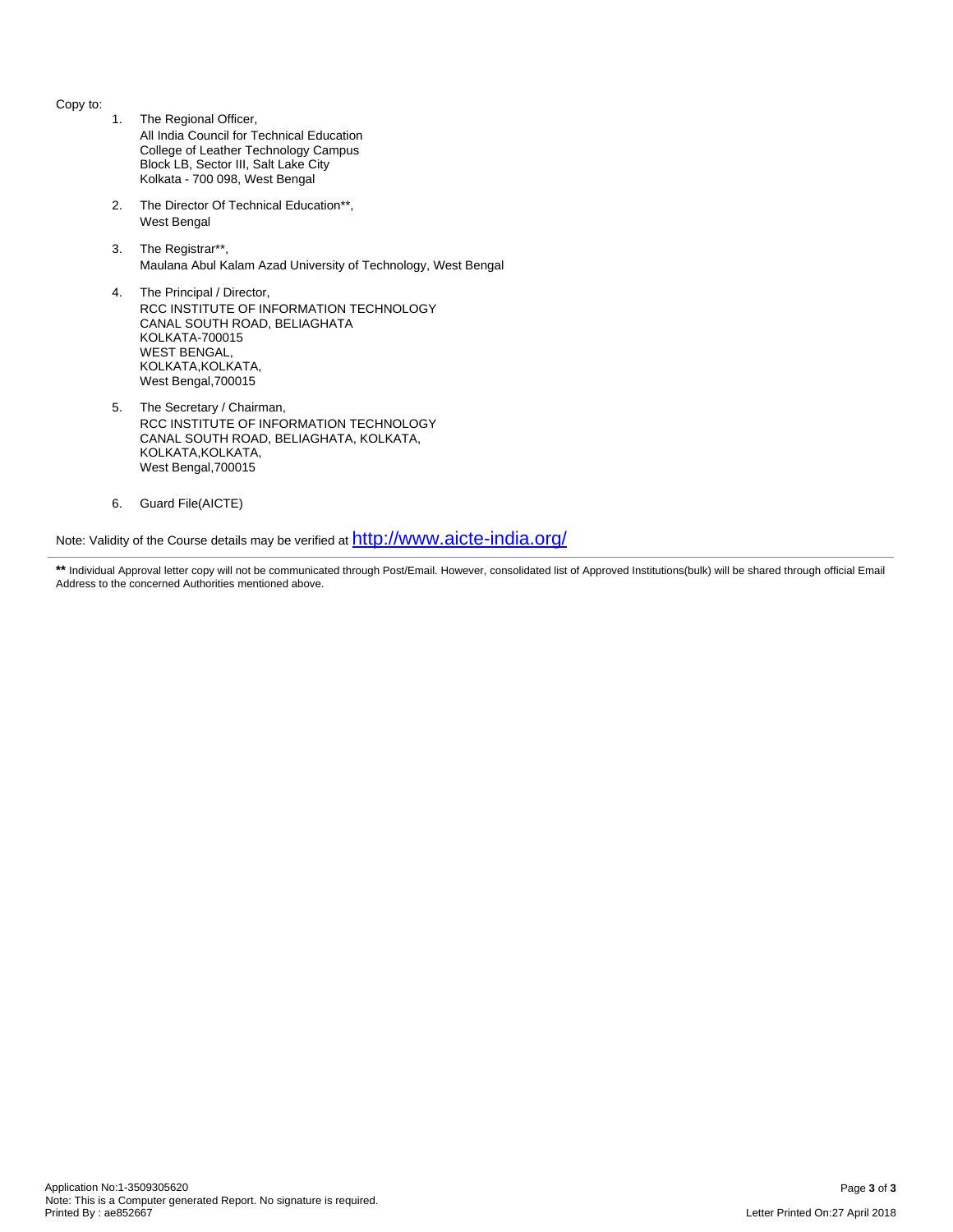Copy to:

1. The Regional Officer,
   All India Council for Technical Education
   College of Leather Technology Campus
   Block LB, Sector III, Salt Lake City
   Kolkata - 700 098, West Bengal

2. The Director Of Technical Education**,
   West Bengal

3. The Registrar**,
   Maulana Abul Kalam Azad University of Technology, West Bengal

4. The Principal / Director,
   RCC INSTITUTE OF INFORMATION TECHNOLOGY
   CANAL SOUTH ROAD, BELIAGHATA
   KOLKATA-700015
   WEST BENGAL,
   KOLKATA,KOLKATA,
   West Bengal,700015

5. The Secretary / Chairman,
   RCC INSTITUTE OF INFORMATION TECHNOLOGY
   CANAL SOUTH ROAD, BELIAGHATA, KOLKATA,
   KOLKATA,KOLKATA,
   West Bengal,700015

6. Guard File(AICTE)

Note: Validity of the Course details may be verified at http://www.aicte-india.org/

---

** Individual Approval letter copy will not be communicated through Post/Email. However, consolidated list of Approved Institutions(bulk) will be shared through official Email Address to the concerned Authorities mentioned above.

Application No:1-3509305620
Note: This is a Computer generated Report. No signature is required.
Printed By : ae852667

Letter Printed On:27 April 2018